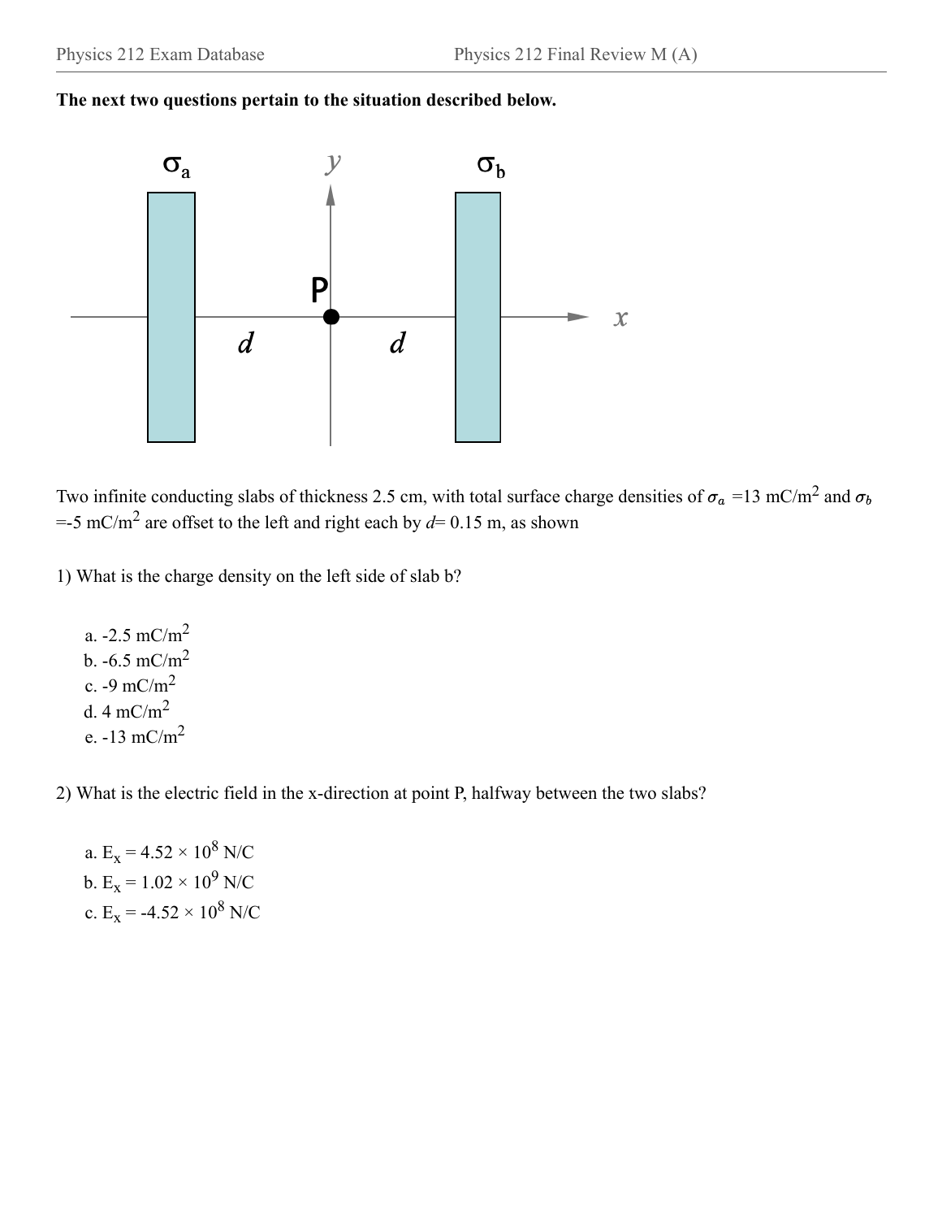**The next two questions pertain to the situation described below.**

$\sigma_a$

$y$

$\sigma_b$

P

$x$

$d$

$d$

Two infinite conducting slabs of thickness 2.5 cm, with total surface charge densities of $\sigma_a$ =13 mC/m$^2$ and $\sigma_b$ =-5 mC/m$^2$ are offset to the left and right each by $d$= 0.15 m, as shown

1) What is the charge density on the left side of slab b?

a. -2.5 mC/m$^2$
b. -6.5 mC/m$^2$
c. -9 mC/m$^2$
d. 4 mC/m$^2$
e. -13 mC/m$^2$

2) What is the electric field in the x-direction at point P, halfway between the two slabs?

a. $E_x = 4.52 \times 10^8$ N/C
b. $E_x = 1.02 \times 10^9$ N/C
c. $E_x = -4.52 \times 10^8$ N/C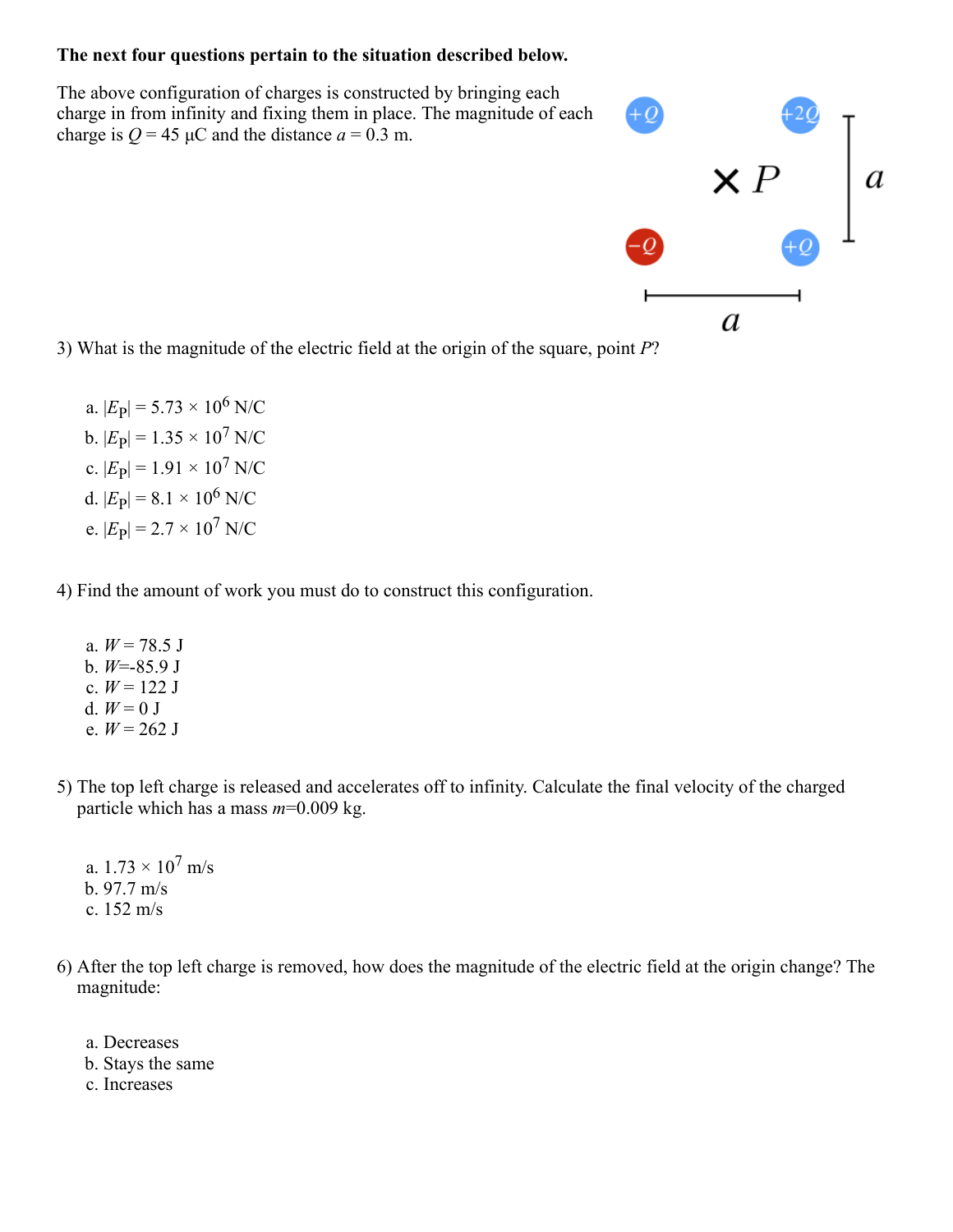**The next four questions pertain to the situation described below.**

The above configuration of charges is constructed by bringing each charge in from infinity and fixing them in place. The magnitude of each charge is $Q = 45$ μC and the distance $a = 0.3$ m.

+Q

+2Q

× P

a

−Q

+Q

a

3) What is the magnitude of the electric field at the origin of the square, point $P$?

a. $|E_P| = 5.73 \times 10^6$ N/C
b. $|E_P| = 1.35 \times 10^7$ N/C
c. $|E_P| = 1.91 \times 10^7$ N/C
d. $|E_P| = 8.1 \times 10^6$ N/C
e. $|E_P| = 2.7 \times 10^7$ N/C

4) Find the amount of work you must do to construct this configuration.

a. $W = 78.5$ J
b. $W$=-85.9 J
c. $W = 122$ J
d. $W = 0$ J
e. $W = 262$ J

5) The top left charge is released and accelerates off to infinity. Calculate the final velocity of the charged particle which has a mass $m$=0.009 kg.

a. $1.73 \times 10^7$ m/s
b. 97.7 m/s
c. 152 m/s

6) After the top left charge is removed, how does the magnitude of the electric field at the origin change? The magnitude:

a. Decreases
b. Stays the same
c. Increases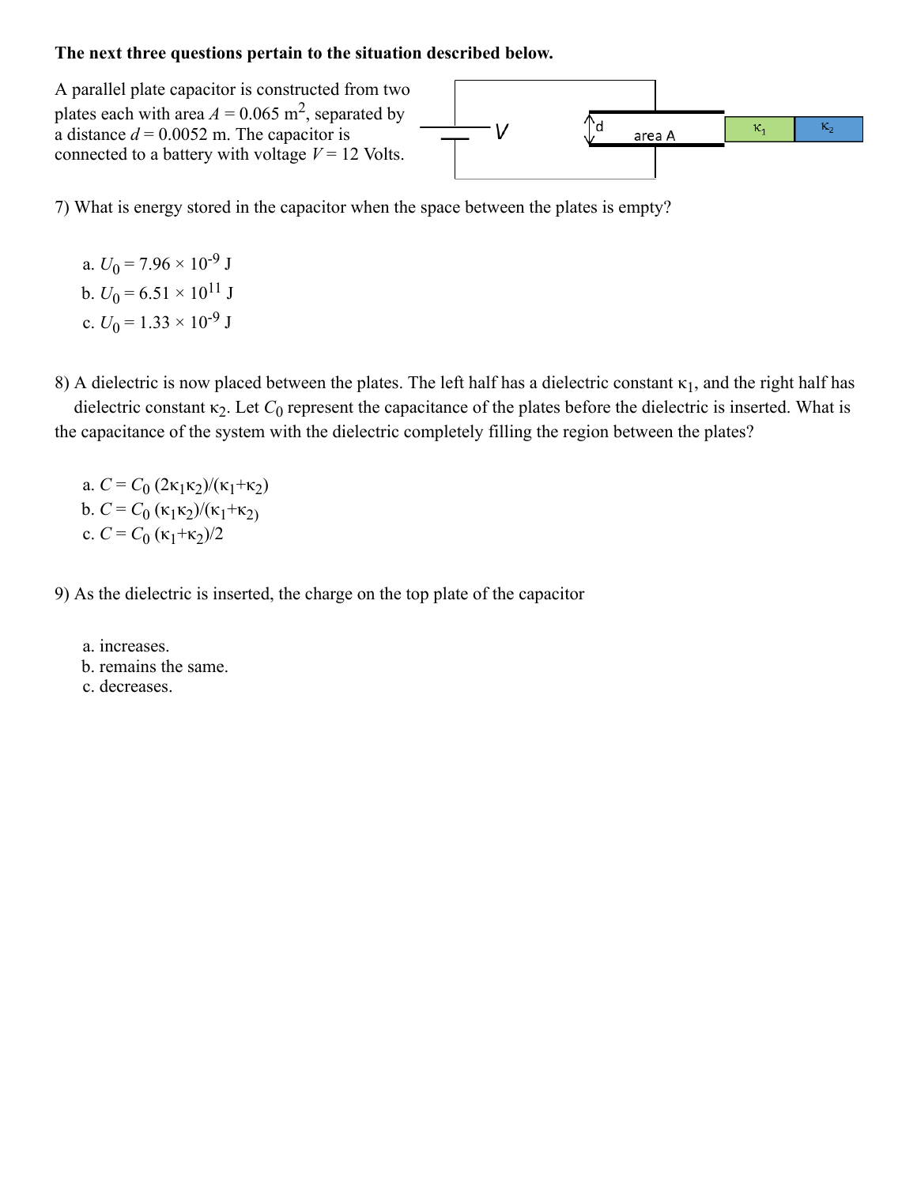**The next three questions pertain to the situation described below.**

A parallel plate capacitor is constructed from two plates each with area $A = 0.065$ m$^2$, separated by a distance $d = 0.0052$ m. The capacitor is connected to a battery with voltage $V = 12$ Volts.

V

d

area A

$\kappa_1$

$\kappa_2$

7) What is energy stored in the capacitor when the space between the plates is empty?

a. $U_0 = 7.96 \times 10^{-9}$ J
b. $U_0 = 6.51 \times 10^{11}$ J
c. $U_0 = 1.33 \times 10^{-9}$ J

8) A dielectric is now placed between the plates. The left half has a dielectric constant $\kappa_1$, and the right half has dielectric constant $\kappa_2$. Let $C_0$ represent the capacitance of the plates before the dielectric is inserted. What is the capacitance of the system with the dielectric completely filling the region between the plates?

a. $C = C_0 \, (2\kappa_1\kappa_2)/(\kappa_1+\kappa_2)$
b. $C = C_0 \, (\kappa_1\kappa_2)/(\kappa_1+\kappa_2)$
c. $C = C_0 \, (\kappa_1+\kappa_2)/2$

9) As the dielectric is inserted, the charge on the top plate of the capacitor

a. increases.
b. remains the same.
c. decreases.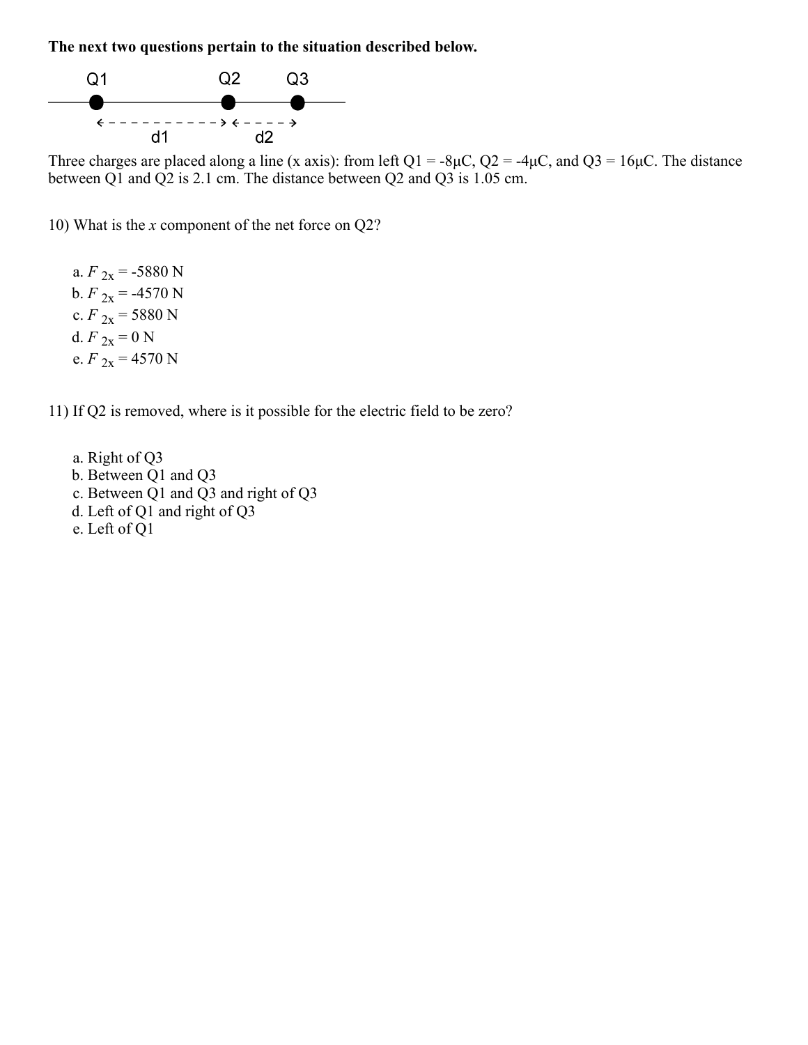**The next two questions pertain to the situation described below.**

Q1 Q2 Q3

d1 d2

Three charges are placed along a line (x axis): from left Q1 = -8μC, Q2 = -4μC, and Q3 = 16μC. The distance between Q1 and Q2 is 2.1 cm. The distance between Q2 and Q3 is 1.05 cm.

10) What is the *x* component of the net force on Q2?

a. $F_{2x} = -5880$ N
b. $F_{2x} = -4570$ N
c. $F_{2x} = 5880$ N
d. $F_{2x} = 0$ N
e. $F_{2x} = 4570$ N

11) If Q2 is removed, where is it possible for the electric field to be zero?

a. Right of Q3
b. Between Q1 and Q3
c. Between Q1 and Q3 and right of Q3
d. Left of Q1 and right of Q3
e. Left of Q1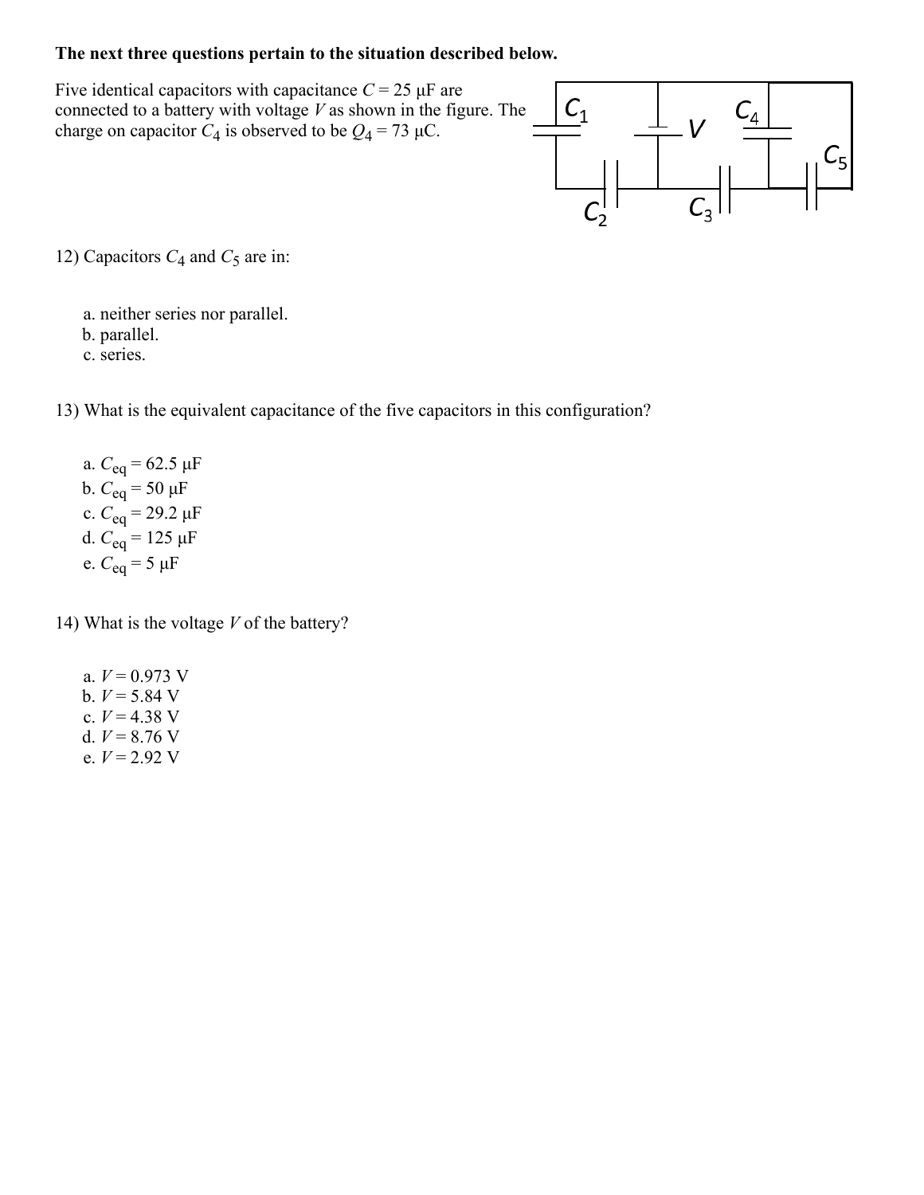**The next three questions pertain to the situation described below.**

Five identical capacitors with capacitance $C = 25$ μF are connected to a battery with voltage $V$ as shown in the figure. The charge on capacitor $C_4$ is observed to be $Q_4 = 73$ μC.

12) Capacitors $C_4$ and $C_5$ are in:

a. neither series nor parallel.
b. parallel.
c. series.

13) What is the equivalent capacitance of the five capacitors in this configuration?

a. $C_{eq} = 62.5$ μF
b. $C_{eq} = 50$ μF
c. $C_{eq} = 29.2$ μF
d. $C_{eq} = 125$ μF
e. $C_{eq} = 5$ μF

14) What is the voltage $V$ of the battery?

a. $V = 0.973$ V
b. $V = 5.84$ V
c. $V = 4.38$ V
d. $V = 8.76$ V
e. $V = 2.92$ V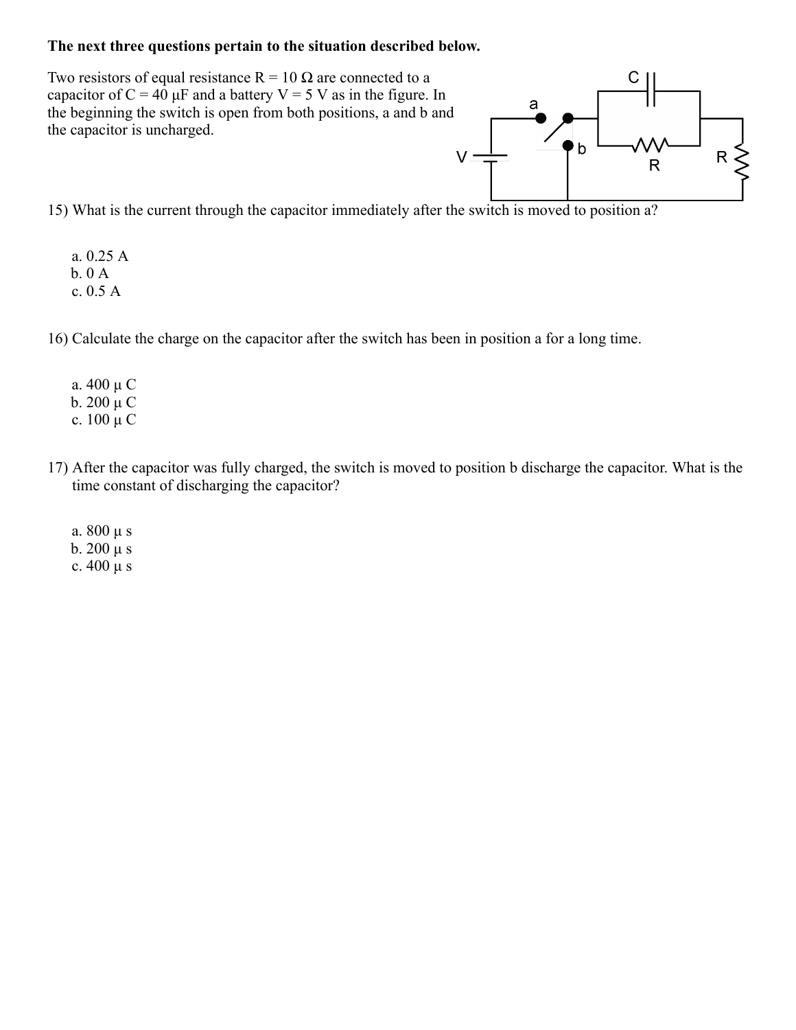**The next three questions pertain to the situation described below.**

Two resistors of equal resistance $R = 10\ \Omega$ are connected to a capacitor of $C = 40\ \mu F$ and a battery $V = 5$ V as in the figure. In the beginning the switch is open from both positions, a and b and the capacitor is uncharged.

C

a

b

V

R

R

15) What is the current through the capacitor immediately after the switch is moved to position a?

a. 0.25 A
b. 0 A
c. 0.5 A

16) Calculate the charge on the capacitor after the switch has been in position a for a long time.

a. 400 μ C
b. 200 μ C
c. 100 μ C

17) After the capacitor was fully charged, the switch is moved to position b discharge the capacitor. What is the time constant of discharging the capacitor?

a. 800 μ s
b. 200 μ s
c. 400 μ s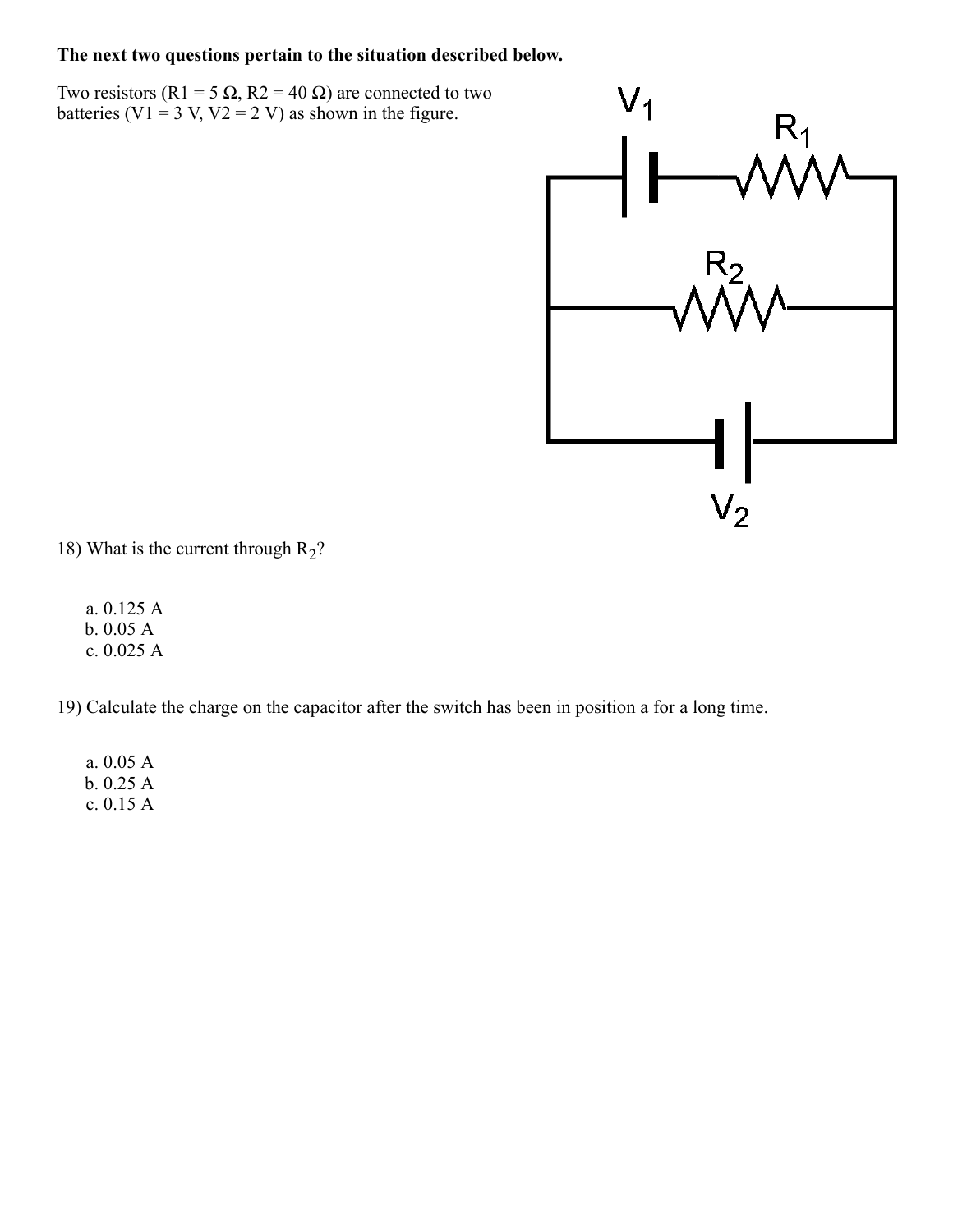**The next two questions pertain to the situation described below.**

Two resistors ($R1 = 5\ \Omega$, $R2 = 40\ \Omega$) are connected to two batteries ($V1 = 3$ V, $V2 = 2$ V) as shown in the figure.

$V_1$

$R_1$

$R_2$

$V_2$

18) What is the current through $R_2$?

a. 0.125 A
b. 0.05 A
c. 0.025 A

19) Calculate the charge on the capacitor after the switch has been in position a for a long time.

a. 0.05 A
b. 0.25 A
c. 0.15 A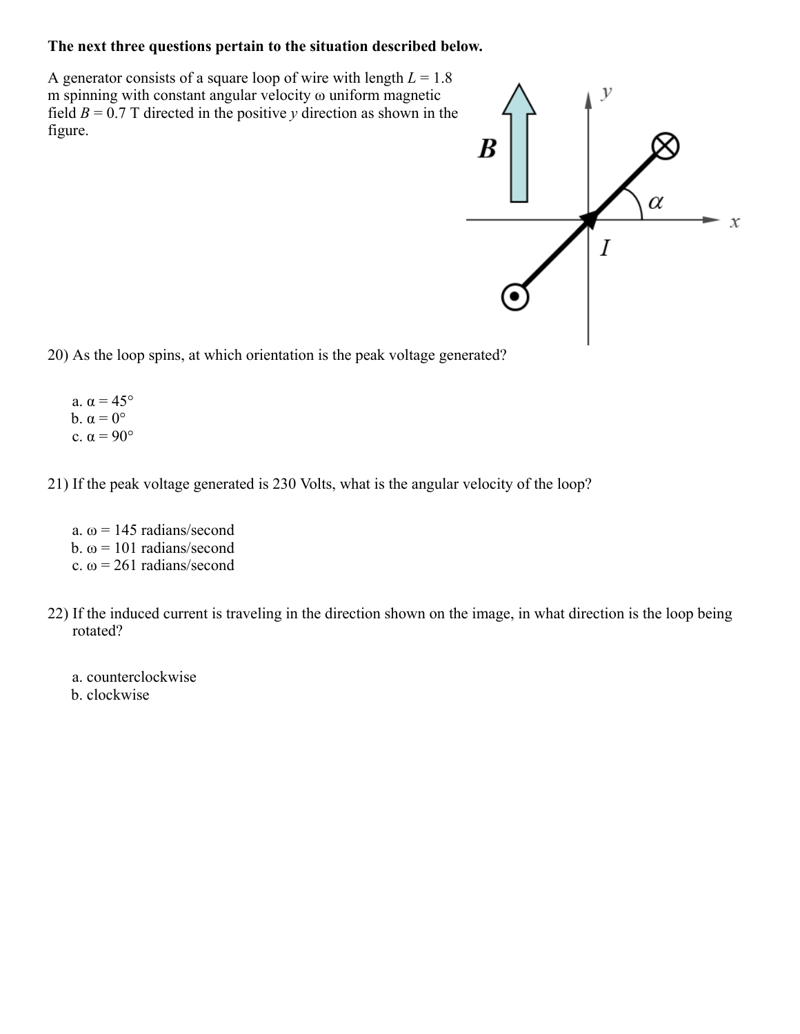**The next three questions pertain to the situation described below.**

A generator consists of a square loop of wire with length $L = 1.8$ m spinning with constant angular velocity $\omega$ uniform magnetic field $B = 0.7$ T directed in the positive $y$ direction as shown in the figure.

20) As the loop spins, at which orientation is the peak voltage generated?

a. $\alpha = 45°$
b. $\alpha = 0°$
c. $\alpha = 90°$

21) If the peak voltage generated is 230 Volts, what is the angular velocity of the loop?

a. $\omega = 145$ radians/second
b. $\omega = 101$ radians/second
c. $\omega = 261$ radians/second

22) If the induced current is traveling in the direction shown on the image, in what direction is the loop being rotated?

a. counterclockwise
b. clockwise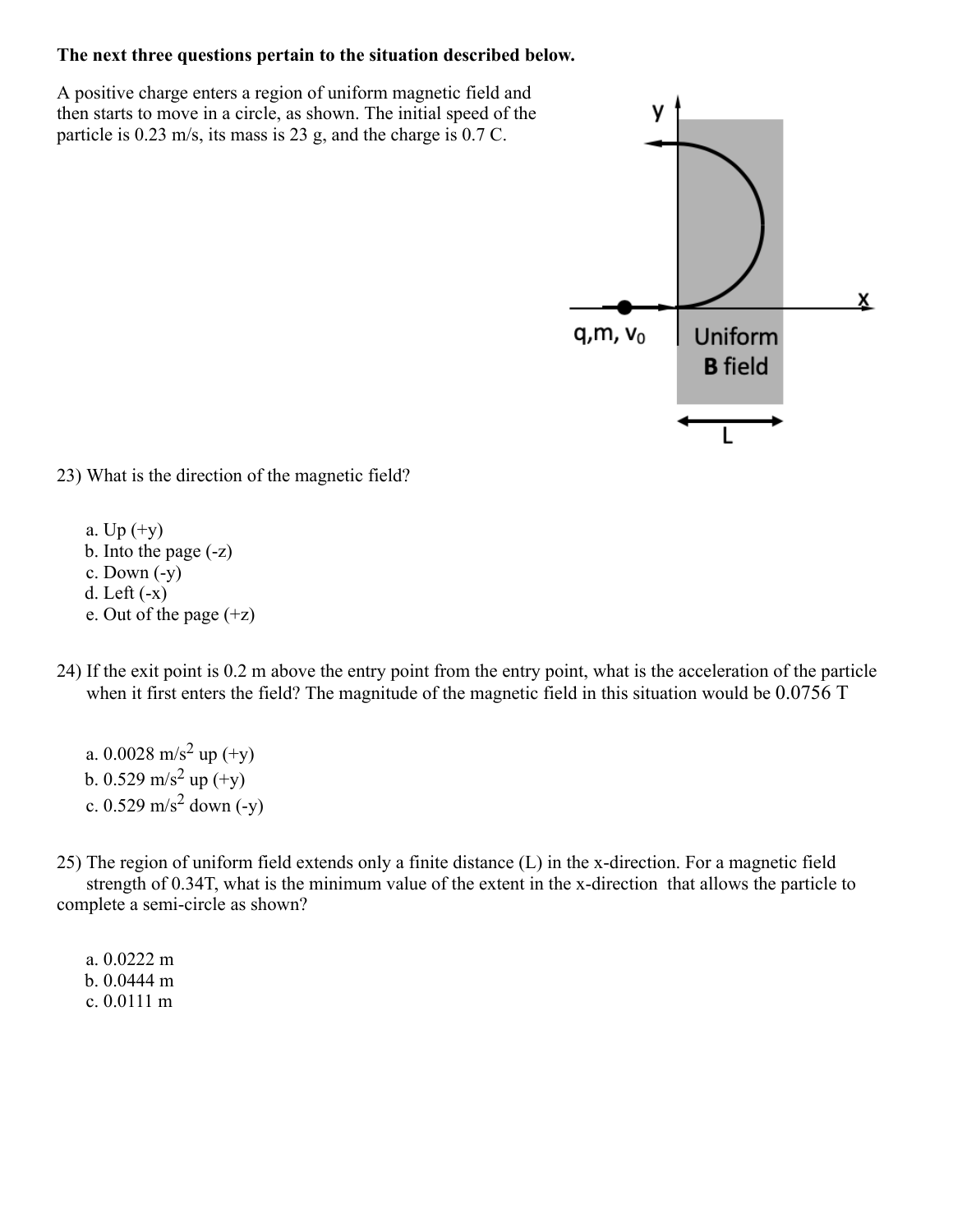**The next three questions pertain to the situation described below.**

A positive charge enters a region of uniform magnetic field and then starts to move in a circle, as shown. The initial speed of the particle is 0.23 m/s, its mass is 23 g, and the charge is 0.7 C.

y

x

q,m, $v_0$

Uniform
**B field**

L

23) What is the direction of the magnetic field?

a. Up (+y)
b. Into the page (-z)
c. Down (-y)
d. Left (-x)
e. Out of the page (+z)

24) If the exit point is 0.2 m above the entry point from the entry point, what is the acceleration of the particle when it first enters the field? The magnitude of the magnetic field in this situation would be 0.0756 T

a. 0.0028 $m/s^2$ up (+y)
b. 0.529 $m/s^2$ up (+y)
c. 0.529 $m/s^2$ down (-y)

25) The region of uniform field extends only a finite distance (L) in the x-direction. For a magnetic field strength of 0.34T, what is the minimum value of the extent in the x-direction that allows the particle to complete a semi-circle as shown?

a. 0.0222 m
b. 0.0444 m
c. 0.0111 m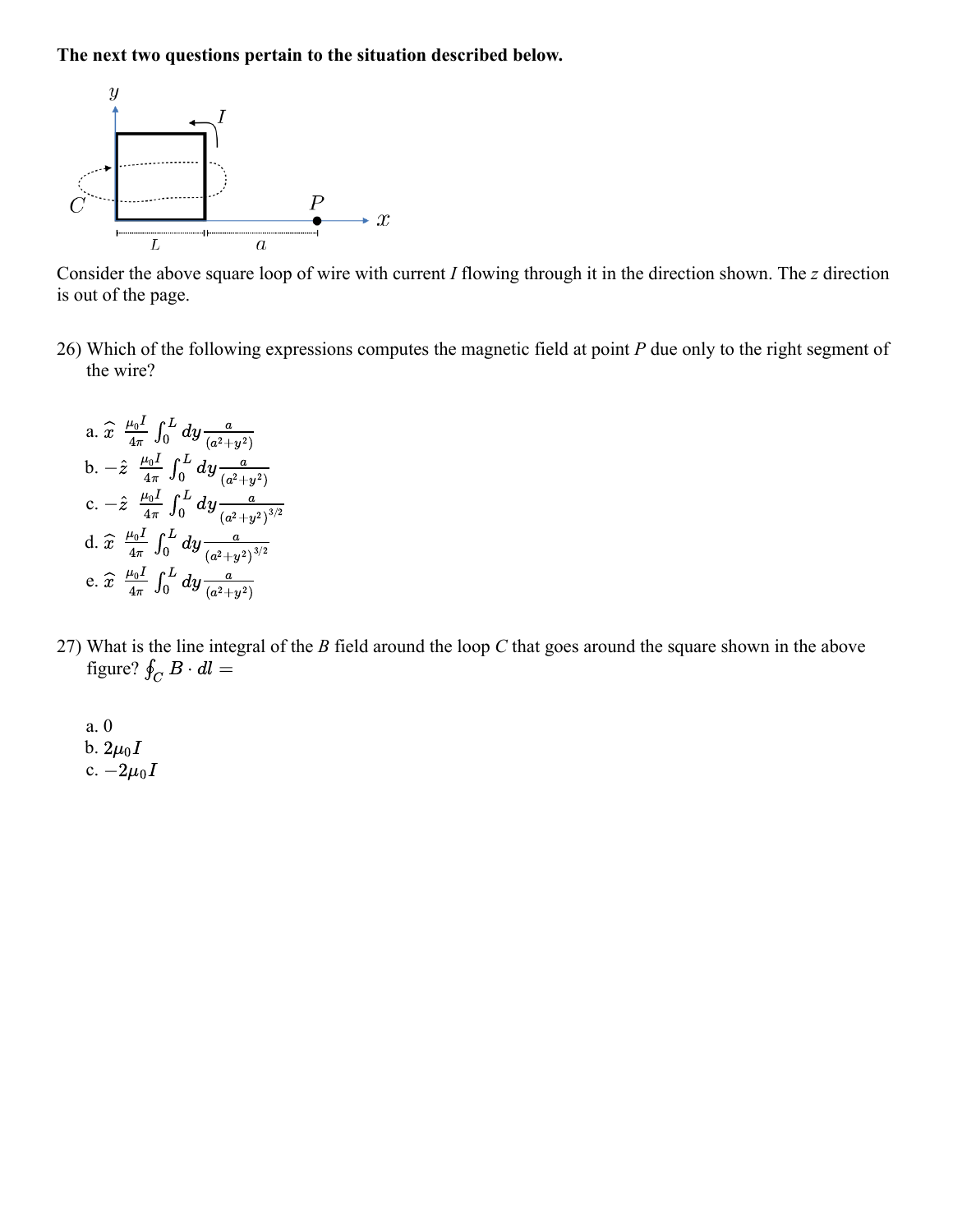**The next two questions pertain to the situation described below.**

Consider the above square loop of wire with current $I$ flowing through it in the direction shown. The $z$ direction is out of the page.

26) Which of the following expressions computes the magnetic field at point $P$ due only to the right segment of the wire?

a. $\hat{x}\ \frac{\mu_0 I}{4\pi} \int_0^L dy \frac{a}{(a^2+y^2)}$
b. $-\hat{z}\ \frac{\mu_0 I}{4\pi} \int_0^L dy \frac{a}{(a^2+y^2)}$
c. $-\hat{z}\ \frac{\mu_0 I}{4\pi} \int_0^L dy \frac{a}{(a^2+y^2)^{3/2}}$
d. $\hat{x}\ \frac{\mu_0 I}{4\pi} \int_0^L dy \frac{a}{(a^2+y^2)^{3/2}}$
e. $\hat{x}\ \frac{\mu_0 I}{4\pi} \int_0^L dy \frac{a}{(a^2+y^2)}$

27) What is the line integral of the $B$ field around the loop $C$ that goes around the square shown in the above figure? $\oint_C B \cdot dl =$

a. 0
b. $2\mu_0 I$
c. $-2\mu_0 I$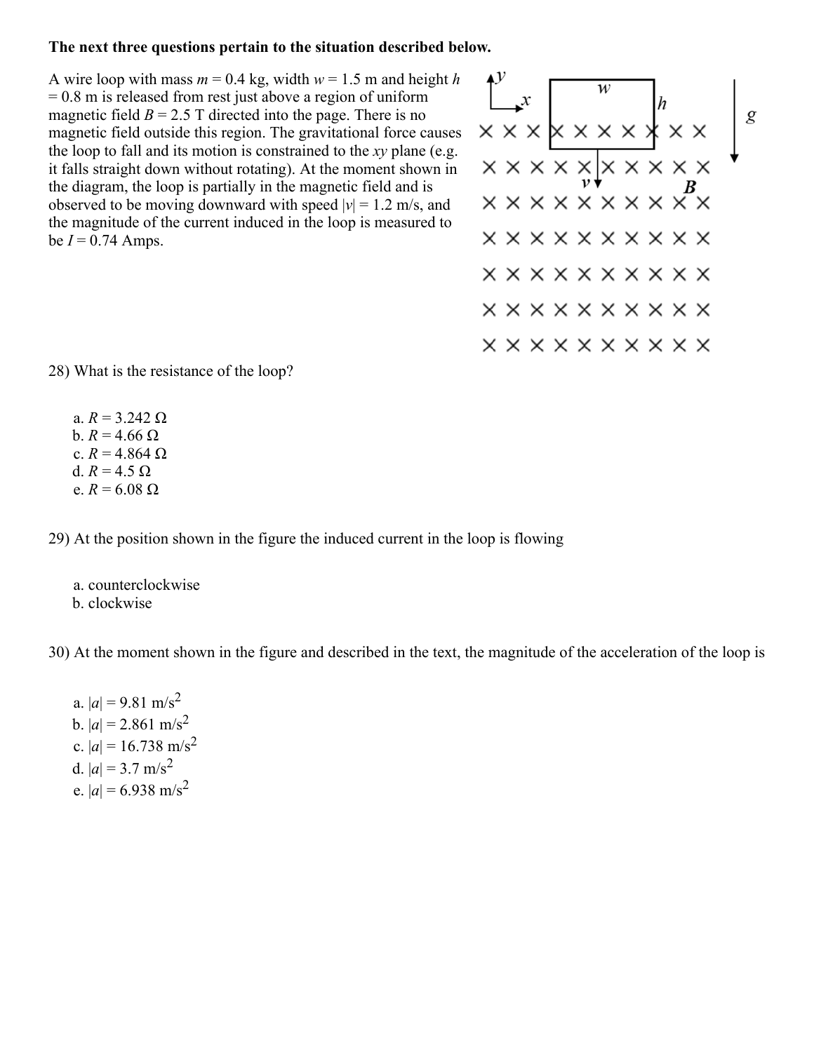**The next three questions pertain to the situation described below.**

A wire loop with mass $m$ = 0.4 kg, width $w$ = 1.5 m and height $h$ = 0.8 m is released from rest just above a region of uniform magnetic field $B$ = 2.5 T directed into the page. There is no magnetic field outside this region. The gravitational force causes the loop to fall and its motion is constrained to the $xy$ plane (e.g. it falls straight down without rotating). At the moment shown in the diagram, the loop is partially in the magnetic field and is observed to be moving downward with speed $|v|$ = 1.2 m/s, and the magnitude of the current induced in the loop is measured to be $I$ = 0.74 Amps.

y
x
w
h
g
v
B

28) What is the resistance of the loop?

a. $R$ = 3.242 Ω
b. $R$ = 4.66 Ω
c. $R$ = 4.864 Ω
d. $R$ = 4.5 Ω
e. $R$ = 6.08 Ω

29) At the position shown in the figure the induced current in the loop is flowing

a. counterclockwise
b. clockwise

30) At the moment shown in the figure and described in the text, the magnitude of the acceleration of the loop is

a. $|a|$ = 9.81 m/s$^2$
b. $|a|$ = 2.861 m/s$^2$
c. $|a|$ = 16.738 m/s$^2$
d. $|a|$ = 3.7 m/s$^2$
e. $|a|$ = 6.938 m/s$^2$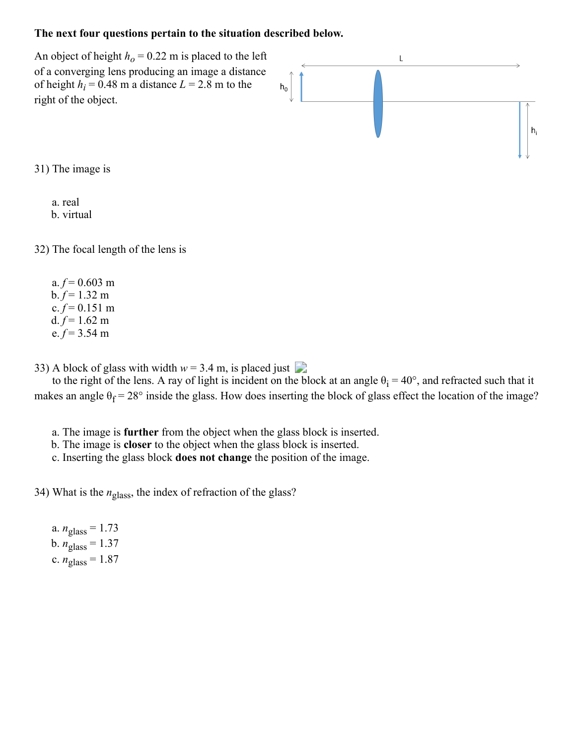**The next four questions pertain to the situation described below.**

An object of height $h_o = 0.22$ m is placed to the left of a converging lens producing an image a distance of height $h_i = 0.48$ m a distance $L = 2.8$ m to the right of the object.

L

$h_o$

$h_i$

31) The image is

a. real
b. virtual

32) The focal length of the lens is

a. $f = 0.603$ m
b. $f = 1.32$ m
c. $f = 0.151$ m
d. $f = 1.62$ m
e. $f = 3.54$ m

33) A block of glass with width $w = 3.4$ m, is placed just to the right of the lens. A ray of light is incident on the block at an angle $\theta_i = 40°$, and refracted such that it makes an angle $\theta_f = 28°$ inside the glass. How does inserting the block of glass effect the location of the image?

a. The image is **further** from the object when the glass block is inserted.
b. The image is **closer** to the object when the glass block is inserted.
c. Inserting the glass block **does not change** the position of the image.

34) What is the $n_{glass}$, the index of refraction of the glass?

a. $n_{glass} = 1.73$
b. $n_{glass} = 1.37$
c. $n_{glass} = 1.87$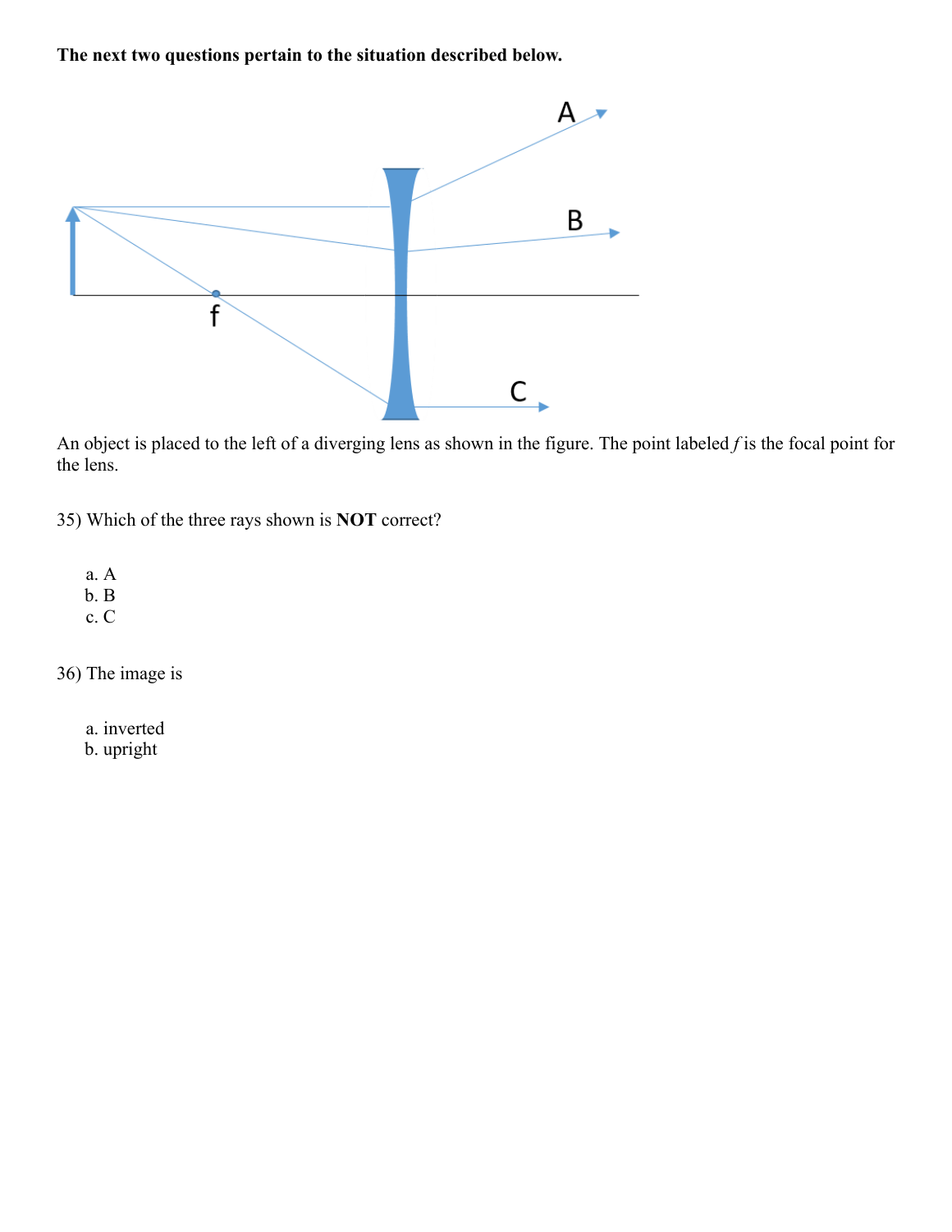**The next two questions pertain to the situation described below.**

A

B

f

C

An object is placed to the left of a diverging lens as shown in the figure. The point labeled *f* is the focal point for the lens.

35) Which of the three rays shown is **NOT** correct?

a. A
b. B
c. C

36) The image is

a. inverted
b. upright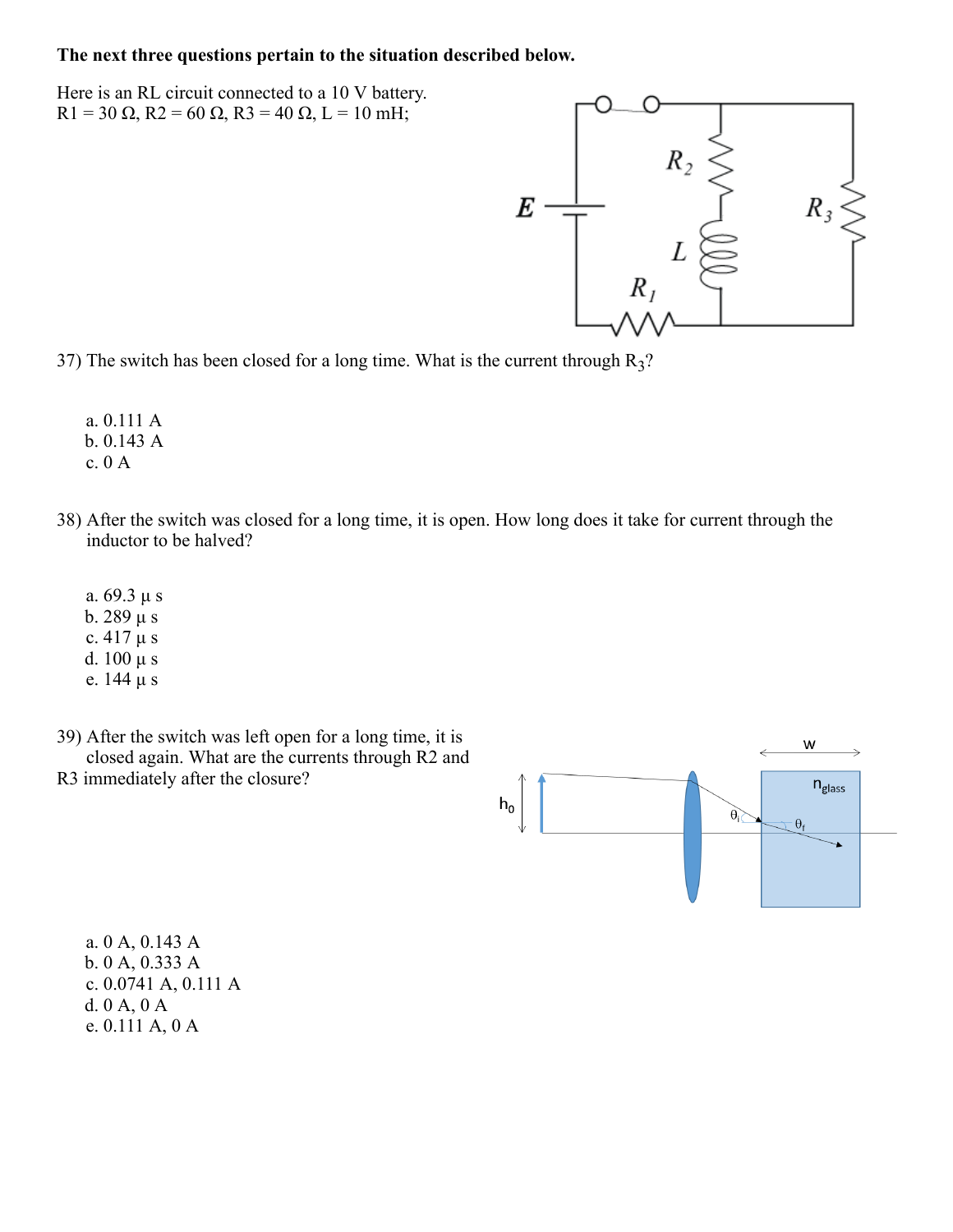**The next three questions pertain to the situation described below.**

Here is an RL circuit connected to a 10 V battery.
R1 = 30 Ω, R2 = 60 Ω, R3 = 40 Ω, L = 10 mH;

37) The switch has been closed for a long time. What is the current through $R_3$?

a. 0.111 A
b. 0.143 A
c. 0 A

38) After the switch was closed for a long time, it is open. How long does it take for current through the inductor to be halved?

a. 69.3 μ s
b. 289 μ s
c. 417 μ s
d. 100 μ s
e. 144 μ s

39) After the switch was left open for a long time, it is closed again. What are the currents through R2 and R3 immediately after the closure?

a. 0 A, 0.143 A
b. 0 A, 0.333 A
c. 0.0741 A, 0.111 A
d. 0 A, 0 A
e. 0.111 A, 0 A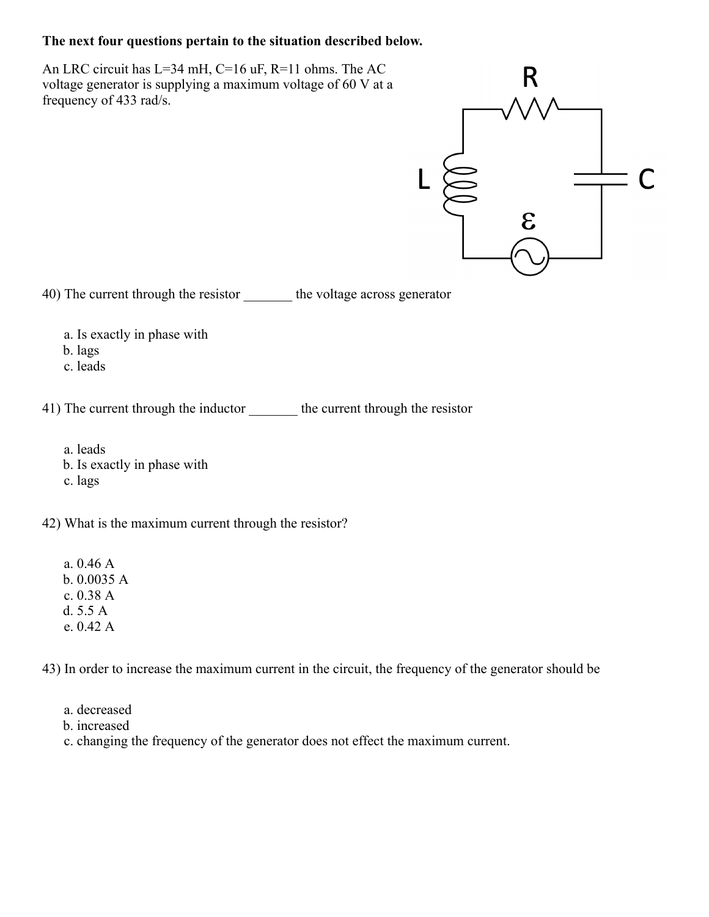**The next four questions pertain to the situation described below.**

An LRC circuit has L=34 mH, C=16 uF, R=11 ohms. The AC voltage generator is supplying a maximum voltage of 60 V at a frequency of 433 rad/s.

R

L

C

ε

40) The current through the resistor _______ the voltage across generator

a. Is exactly in phase with
b. lags
c. leads

41) The current through the inductor _______ the current through the resistor

a. leads
b. Is exactly in phase with
c. lags

42) What is the maximum current through the resistor?

a. 0.46 A
b. 0.0035 A
c. 0.38 A
d. 5.5 A
e. 0.42 A

43) In order to increase the maximum current in the circuit, the frequency of the generator should be

a. decreased
b. increased
c. changing the frequency of the generator does not effect the maximum current.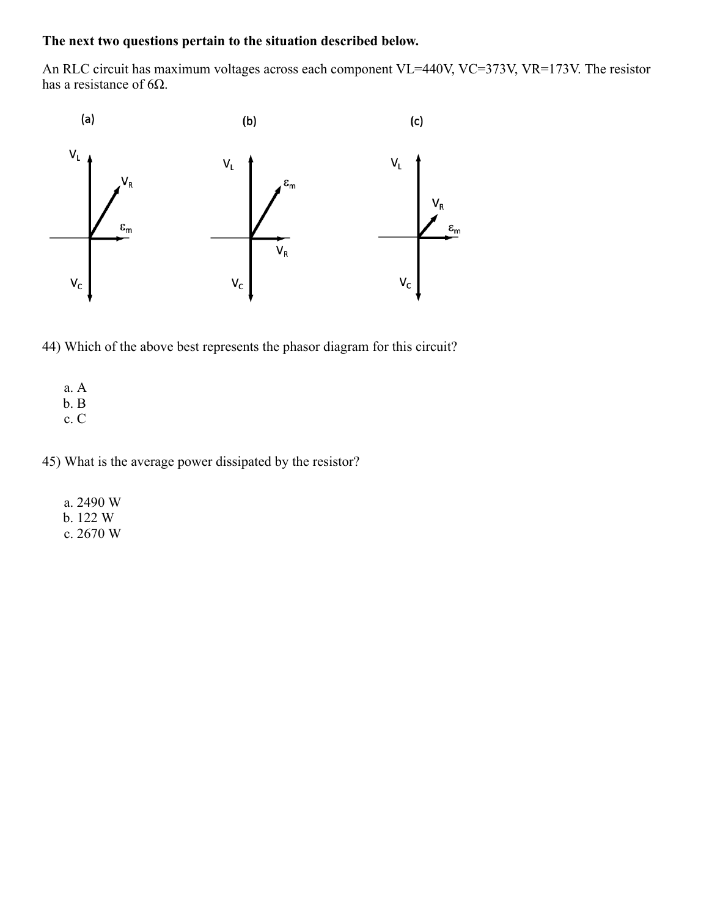**The next two questions pertain to the situation described below.**

An RLC circuit has maximum voltages across each component VL=440V, VC=373V, VR=173V. The resistor has a resistance of 6Ω.

(a)

$V_L$

$V_R$

$\mathcal{E}_m$

$V_C$

(b)

$V_L$

$\mathcal{E}_m$

$V_R$

$V_C$

(c)

$V_L$

$V_R$

$\mathcal{E}_m$

$V_C$

44) Which of the above best represents the phasor diagram for this circuit?

a. A
b. B
c. C

45) What is the average power dissipated by the resistor?

a. 2490 W
b. 122 W
c. 2670 W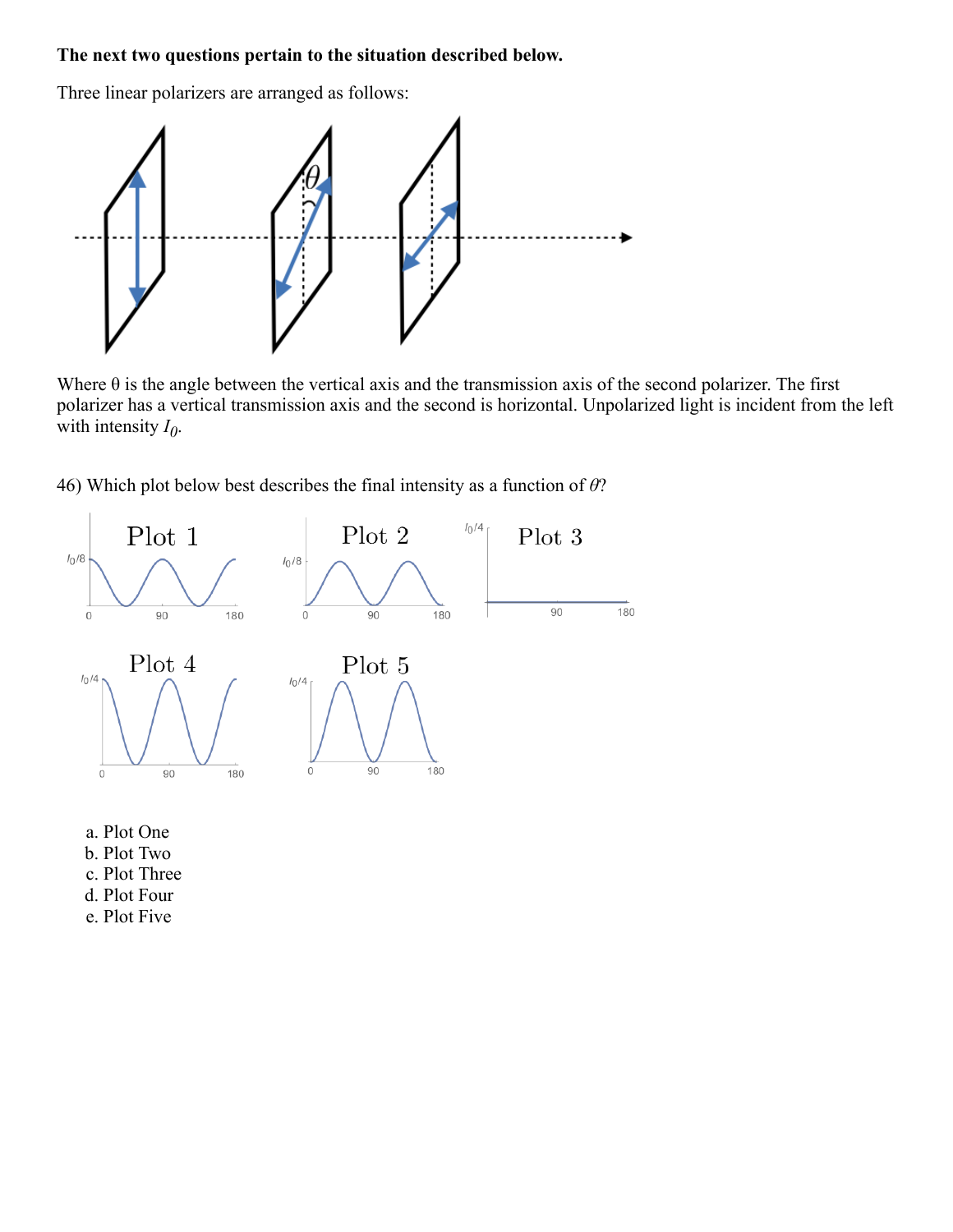**The next two questions pertain to the situation described below.**

Three linear polarizers are arranged as follows:

$\theta$

Where θ is the angle between the vertical axis and the transmission axis of the second polarizer. The first polarizer has a vertical transmission axis and the second is horizontal. Unpolarized light is incident from the left with intensity $I_0$.

46) Which plot below best describes the final intensity as a function of $\theta$?

Plot 1

$I_0/8$

0 90 180

Plot 2

$I_0/8$

0 90 180

Plot 3

$I_0/4$

90 180

Plot 4

$I_0/4$

0 90 180

Plot 5

$I_0/4$

0 90 180

a. Plot One
b. Plot Two
c. Plot Three
d. Plot Four
e. Plot Five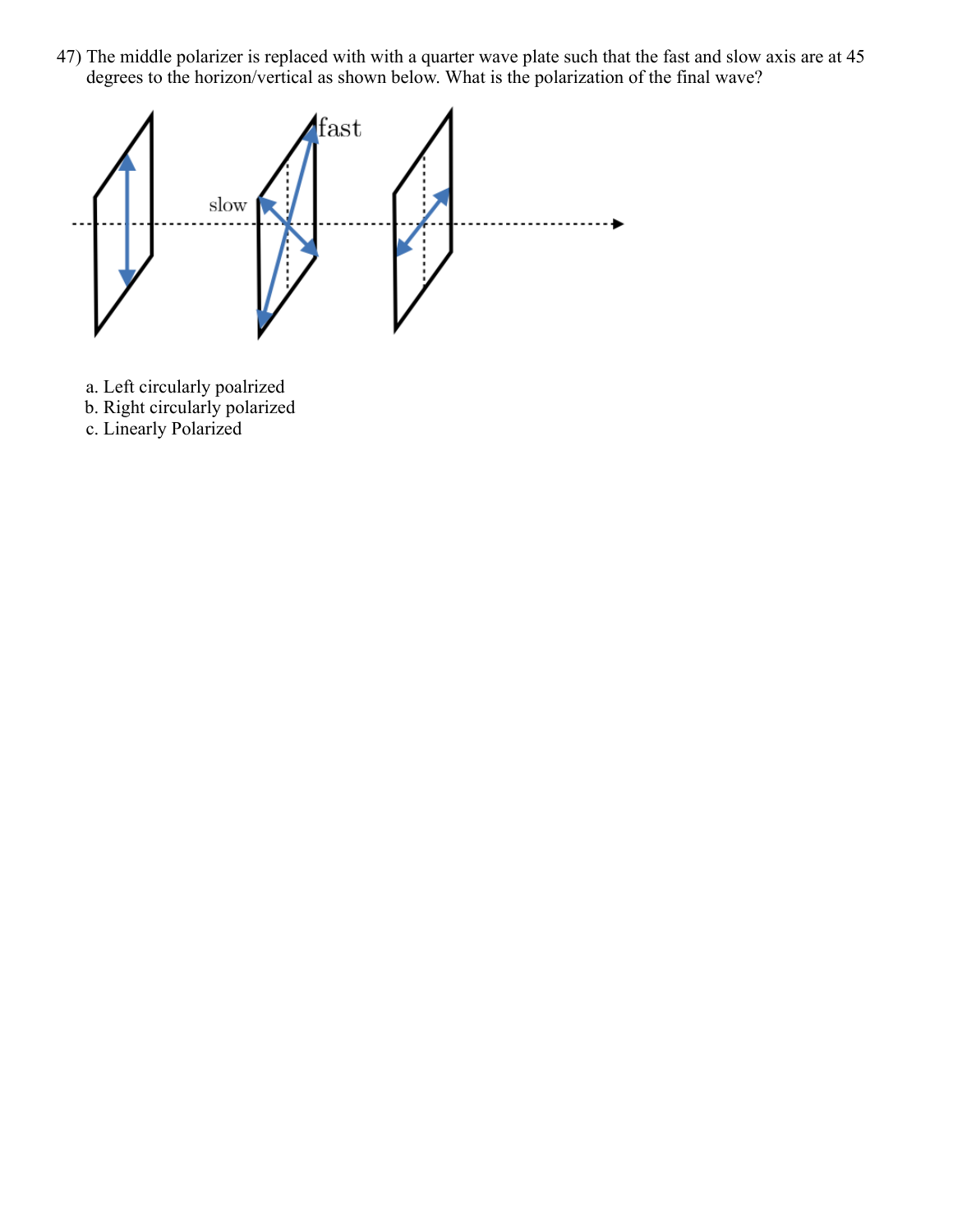47) The middle polarizer is replaced with with a quarter wave plate such that the fast and slow axis are at 45 degrees to the horizon/vertical as shown below. What is the polarization of the final wave?

fast

slow

a. Left circularly poalrized
b. Right circularly polarized
c. Linearly Polarized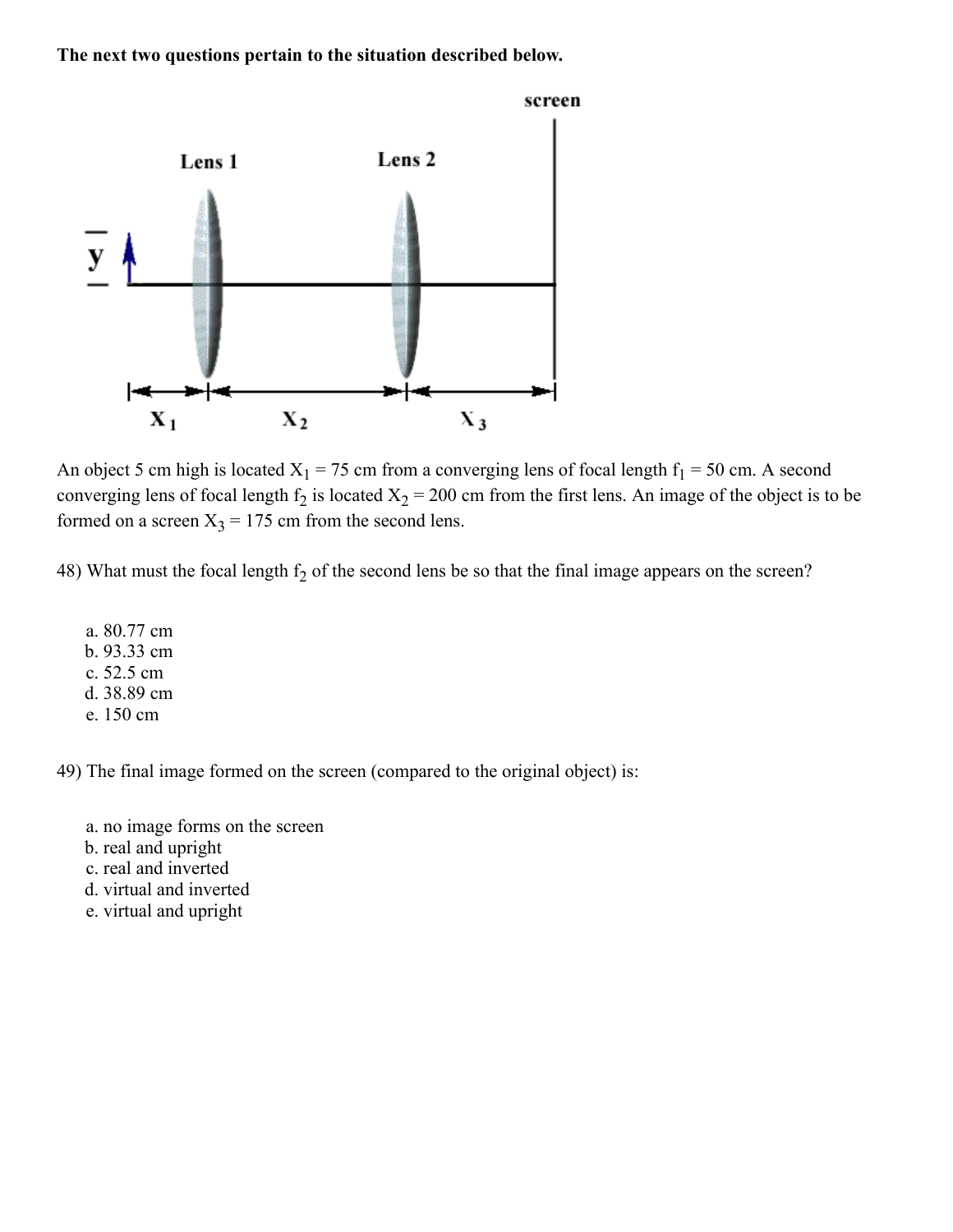**The next two questions pertain to the situation described below.**

screen

Lens 1

Lens 2

y

$X_1$

$X_2$

$X_3$

An object 5 cm high is located $X_1 = 75$ cm from a converging lens of focal length $f_1 = 50$ cm. A second converging lens of focal length $f_2$ is located $X_2 = 200$ cm from the first lens. An image of the object is to be formed on a screen $X_3 = 175$ cm from the second lens.

48) What must the focal length $f_2$ of the second lens be so that the final image appears on the screen?

a. 80.77 cm
b. 93.33 cm
c. 52.5 cm
d. 38.89 cm
e. 150 cm

49) The final image formed on the screen (compared to the original object) is:

a. no image forms on the screen
b. real and upright
c. real and inverted
d. virtual and inverted
e. virtual and upright